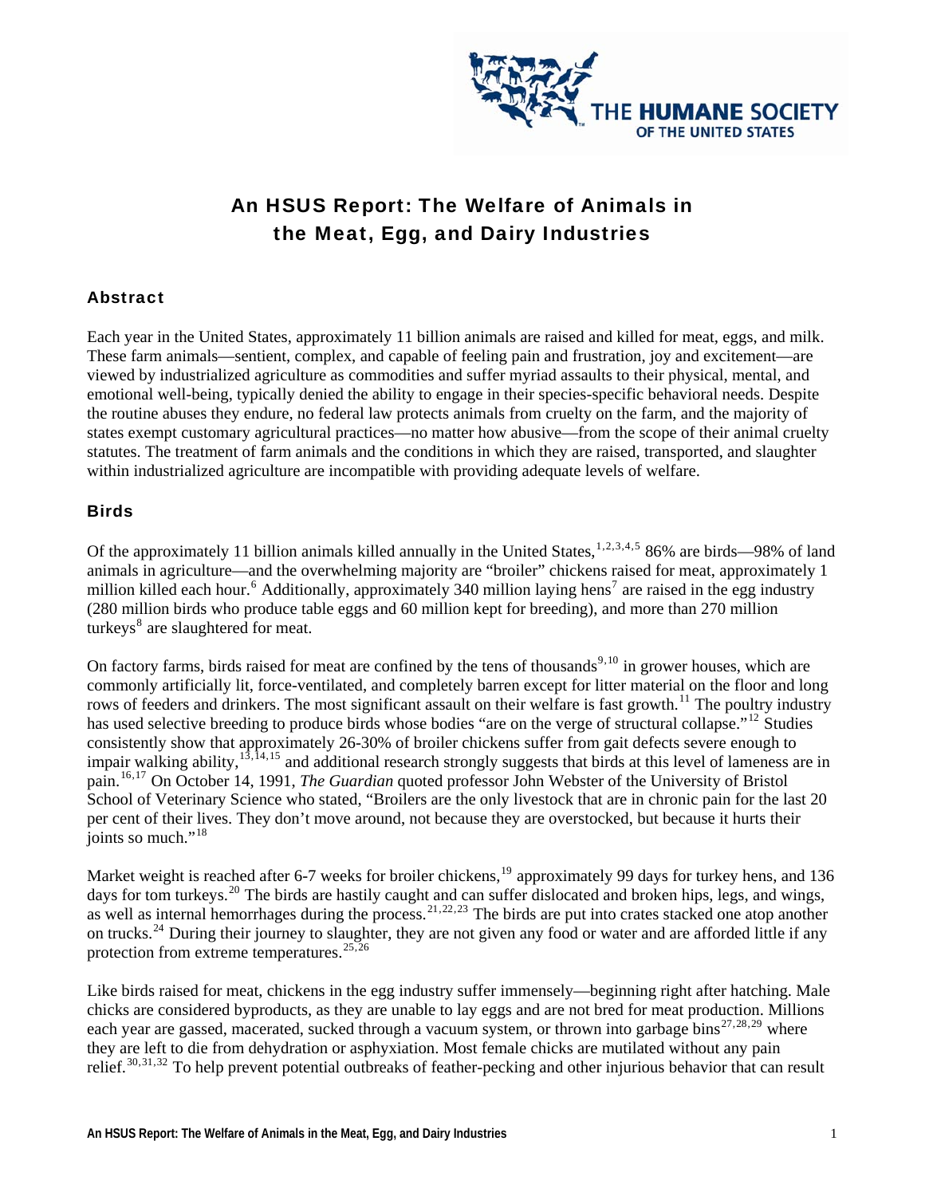# An HSUS Report: The Welfare of Animals in the Meat, Egg, and Dairy Industries

## Abstract

Each year in the United States, approximately 11 billion animals are raised and killed for meat, eggs, and milk. These farm animals—sentient, complex, and capable of feeling pain and frustration, joy and excitement—are viewed by industrialized agriculture as commodities and suffer myriad assaults to their physical, mental, and emotional well-being, typically denied the ability to engage in their species-specific behavioral needs. Despite the routine abuses they endure, no federal law protects animals from cruelty on the farm, and the majority of states exempt customary agricultural practices—no matter how abusive—from the scope of their animal cruelty statutes. The treatment of farm animals and the conditions in which they are raised, transported, and slaughter within industrialized agriculture are incompatible with providing adequate levels of welfare.

## Birds

Of the approximately 11 billion animals killed annually in the United States,[1,2,3,4,5] 86% are birds—98% of land animals in agriculture—and the overwhelming majority are "broiler" chickens raised for meat, approximately 1 million killed each hour.[6] Additionally, approximately 340 million laying hens[7] are raised in the egg industry (280 million birds who produce table eggs and 60 million kept for breeding), and more than 270 million turkeys[8] are slaughtered for meat.

On factory farms, birds raised for meat are confined by the tens of thousands[9,10] in grower houses, which are commonly artificially lit, force-ventilated, and completely barren except for litter material on the floor and long rows of feeders and drinkers. The most significant assault on their welfare is fast growth.[11] The poultry industry has used selective breeding to produce birds whose bodies "are on the verge of structural collapse."[12] Studies consistently show that approximately 26-30% of broiler chickens suffer from gait defects severe enough to impair walking ability,[13,14,15] and additional research strongly suggests that birds at this level of lameness are in pain.[16,17] On October 14, 1991, *The Guardian* quoted professor John Webster of the University of Bristol School of Veterinary Science who stated, "Broilers are the only livestock that are in chronic pain for the last 20 per cent of their lives. They don't move around, not because they are overstocked, but because it hurts their joints so much."[18]

Market weight is reached after 6-7 weeks for broiler chickens,[19] approximately 99 days for turkey hens, and 136 days for tom turkeys.[20] The birds are hastily caught and can suffer dislocated and broken hips, legs, and wings, as well as internal hemorrhages during the process.[21,22,23] The birds are put into crates stacked one atop another on trucks.[24] During their journey to slaughter, they are not given any food or water and are afforded little if any protection from extreme temperatures.[25,26]

Like birds raised for meat, chickens in the egg industry suffer immensely—beginning right after hatching. Male chicks are considered byproducts, as they are unable to lay eggs and are not bred for meat production. Millions each year are gassed, macerated, sucked through a vacuum system, or thrown into garbage bins[27,28,29] where they are left to die from dehydration or asphyxiation. Most female chicks are mutilated without any pain relief.[30,31,32] To help prevent potential outbreaks of feather-pecking and other injurious behavior that can result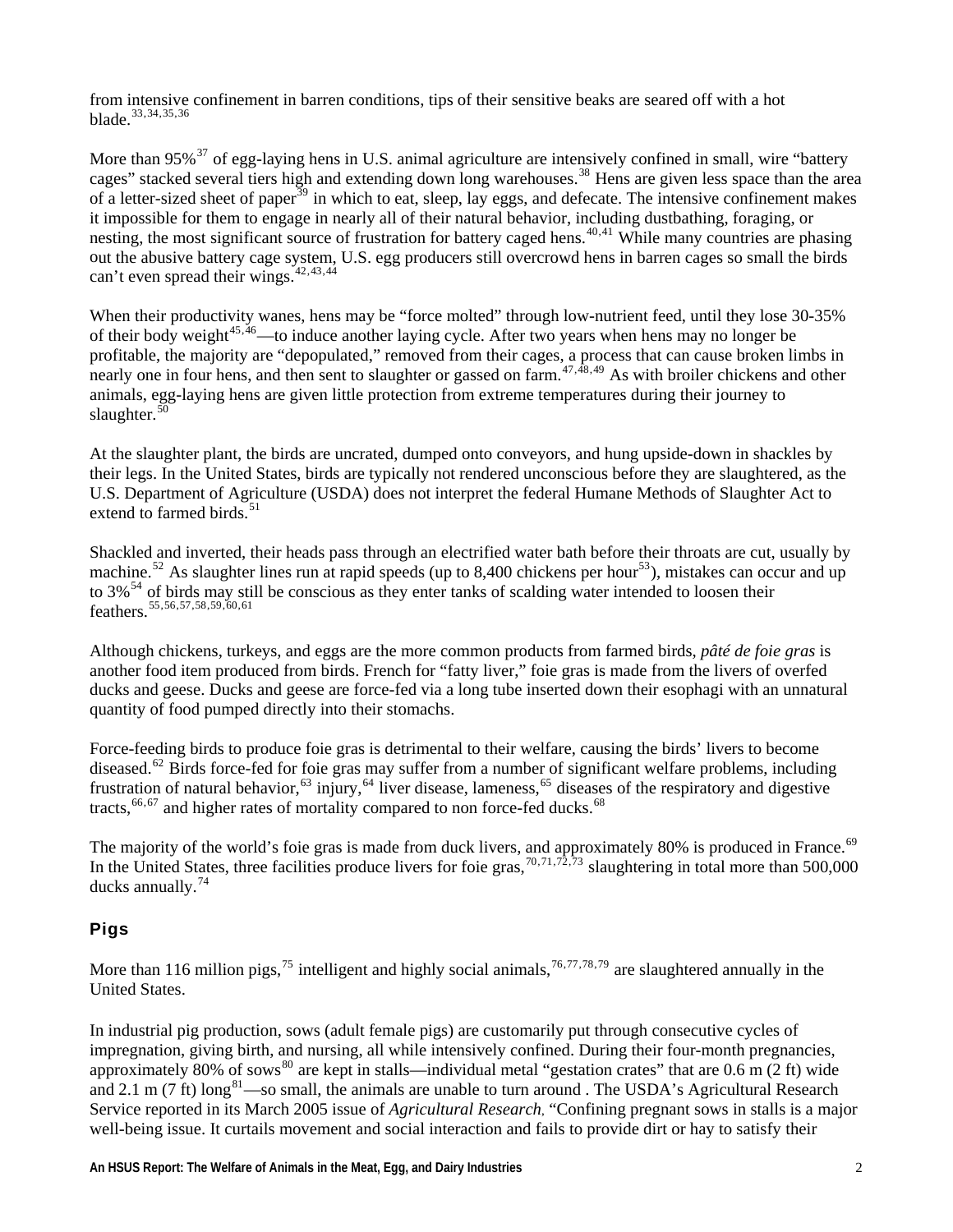from intensive confinement in barren conditions, tips of their sensitive beaks are seared off with a hot blade.[33,34,35,36]

More than 95%[37] of egg-laying hens in U.S. animal agriculture are intensively confined in small, wire "battery cages" stacked several tiers high and extending down long warehouses.[38] Hens are given less space than the area of a letter-sized sheet of paper[39] in which to eat, sleep, lay eggs, and defecate. The intensive confinement makes it impossible for them to engage in nearly all of their natural behavior, including dustbathing, foraging, or nesting, the most significant source of frustration for battery caged hens.[40,41] While many countries are phasing out the abusive battery cage system, U.S. egg producers still overcrowd hens in barren cages so small the birds can't even spread their wings.[42,43,44]

When their productivity wanes, hens may be "force molted" through low-nutrient feed, until they lose 30-35% of their body weight[45,46]—to induce another laying cycle. After two years when hens may no longer be profitable, the majority are "depopulated," removed from their cages, a process that can cause broken limbs in nearly one in four hens, and then sent to slaughter or gassed on farm.[47,48,49] As with broiler chickens and other animals, egg-laying hens are given little protection from extreme temperatures during their journey to slaughter.[50]

At the slaughter plant, the birds are uncrated, dumped onto conveyors, and hung upside-down in shackles by their legs. In the United States, birds are typically not rendered unconscious before they are slaughtered, as the U.S. Department of Agriculture (USDA) does not interpret the federal Humane Methods of Slaughter Act to extend to farmed birds.[51]

Shackled and inverted, their heads pass through an electrified water bath before their throats are cut, usually by machine.[52] As slaughter lines run at rapid speeds (up to 8,400 chickens per hour[53]), mistakes can occur and up to 3%[54] of birds may still be conscious as they enter tanks of scalding water intended to loosen their feathers.[55,56,57,58,59,60,61]

Although chickens, turkeys, and eggs are the more common products from farmed birds, *pâté de foie gras* is another food item produced from birds. French for "fatty liver," foie gras is made from the livers of overfed ducks and geese. Ducks and geese are force-fed via a long tube inserted down their esophagi with an unnatural quantity of food pumped directly into their stomachs.

Force-feeding birds to produce foie gras is detrimental to their welfare, causing the birds' livers to become diseased.[62] Birds force-fed for foie gras may suffer from a number of significant welfare problems, including frustration of natural behavior,[63] injury,[64] liver disease, lameness,[65] diseases of the respiratory and digestive tracts,[66,67] and higher rates of mortality compared to non force-fed ducks.[68]

The majority of the world's foie gras is made from duck livers, and approximately 80% is produced in France.[69] In the United States, three facilities produce livers for foie gras,[70,71,72,73] slaughtering in total more than 500,000 ducks annually.[74]

## Pigs

More than 116 million pigs,[75] intelligent and highly social animals,[76,77,78,79] are slaughtered annually in the United States.

In industrial pig production, sows (adult female pigs) are customarily put through consecutive cycles of impregnation, giving birth, and nursing, all while intensively confined. During their four-month pregnancies, approximately 80% of sows[80] are kept in stalls—individual metal "gestation crates" that are 0.6 m (2 ft) wide and 2.1 m (7 ft) long[81]—so small, the animals are unable to turn around . The USDA's Agricultural Research Service reported in its March 2005 issue of *Agricultural Research*, "Confining pregnant sows in stalls is a major well-being issue. It curtails movement and social interaction and fails to provide dirt or hay to satisfy their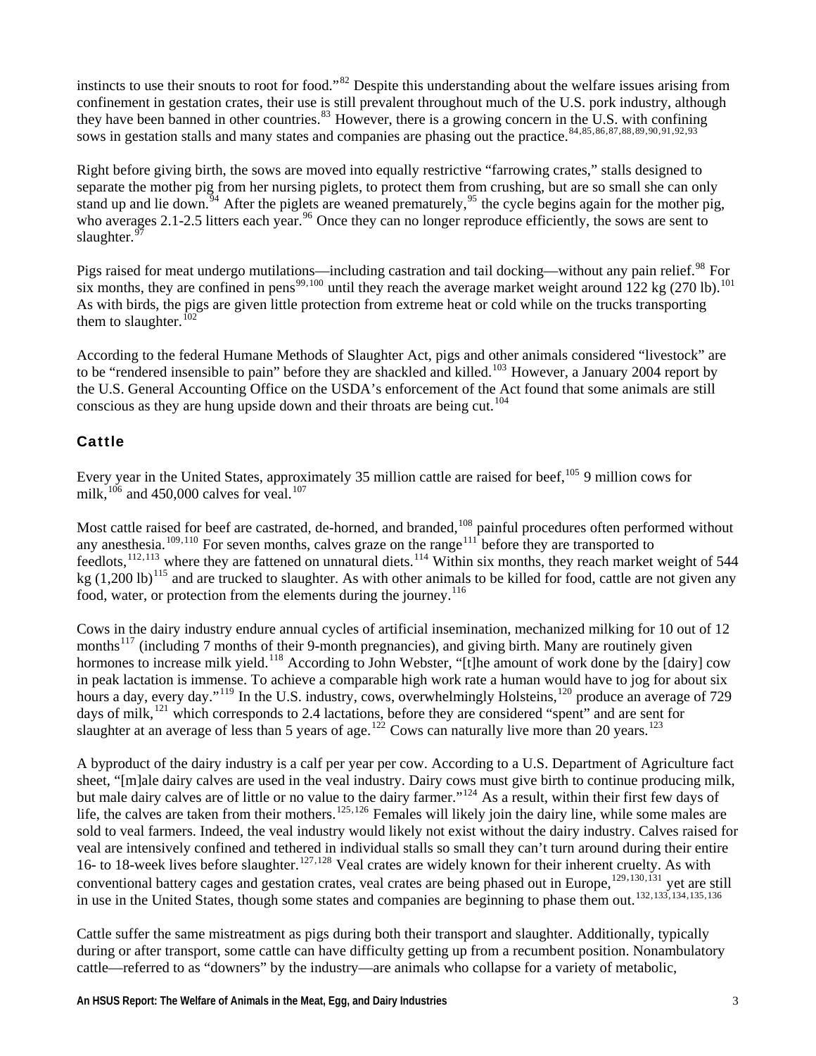instincts to use their snouts to root for food."[82] Despite this understanding about the welfare issues arising from confinement in gestation crates, their use is still prevalent throughout much of the U.S. pork industry, although they have been banned in other countries.[83] However, there is a growing concern in the U.S. with confining sows in gestation stalls and many states and companies are phasing out the practice.[84,85,86,87,88,89,90,91,92,93]

Right before giving birth, the sows are moved into equally restrictive "farrowing crates," stalls designed to separate the mother pig from her nursing piglets, to protect them from crushing, but are so small she can only stand up and lie down.[94] After the piglets are weaned prematurely,[95] the cycle begins again for the mother pig, who averages 2.1-2.5 litters each year.[96] Once they can no longer reproduce efficiently, the sows are sent to slaughter.[97]

Pigs raised for meat undergo mutilations—including castration and tail docking—without any pain relief.[98] For six months, they are confined in pens[99,100] until they reach the average market weight around 122 kg (270 lb).[101] As with birds, the pigs are given little protection from extreme heat or cold while on the trucks transporting them to slaughter.[102]

According to the federal Humane Methods of Slaughter Act, pigs and other animals considered "livestock" are to be "rendered insensible to pain" before they are shackled and killed.[103] However, a January 2004 report by the U.S. General Accounting Office on the USDA's enforcement of the Act found that some animals are still conscious as they are hung upside down and their throats are being cut.[104]

## Cattle

Every year in the United States, approximately 35 million cattle are raised for beef,[105] 9 million cows for milk,[106] and 450,000 calves for veal.[107]

Most cattle raised for beef are castrated, de-horned, and branded,[108] painful procedures often performed without any anesthesia.[109,110] For seven months, calves graze on the range[111] before they are transported to feedlots,[112,113] where they are fattened on unnatural diets.[114] Within six months, they reach market weight of 544 kg (1,200 lb)[115] and are trucked to slaughter. As with other animals to be killed for food, cattle are not given any food, water, or protection from the elements during the journey.[116]

Cows in the dairy industry endure annual cycles of artificial insemination, mechanized milking for 10 out of 12 months[117] (including 7 months of their 9-month pregnancies), and giving birth. Many are routinely given hormones to increase milk yield.[118] According to John Webster, "[t]he amount of work done by the [dairy] cow in peak lactation is immense. To achieve a comparable high work rate a human would have to jog for about six hours a day, every day."[119] In the U.S. industry, cows, overwhelmingly Holsteins,[120] produce an average of 729 days of milk,[121] which corresponds to 2.4 lactations, before they are considered "spent" and are sent for slaughter at an average of less than 5 years of age.[122] Cows can naturally live more than 20 years.[123]

A byproduct of the dairy industry is a calf per year per cow. According to a U.S. Department of Agriculture fact sheet, "[m]ale dairy calves are used in the veal industry. Dairy cows must give birth to continue producing milk, but male dairy calves are of little or no value to the dairy farmer."[124] As a result, within their first few days of life, the calves are taken from their mothers.[125,126] Females will likely join the dairy line, while some males are sold to veal farmers. Indeed, the veal industry would likely not exist without the dairy industry. Calves raised for veal are intensively confined and tethered in individual stalls so small they can't turn around during their entire 16- to 18-week lives before slaughter.[127,128] Veal crates are widely known for their inherent cruelty. As with conventional battery cages and gestation crates, veal crates are being phased out in Europe,[129,130,131] yet are still in use in the United States, though some states and companies are beginning to phase them out.[132,133,134,135,136]

Cattle suffer the same mistreatment as pigs during both their transport and slaughter. Additionally, typically during or after transport, some cattle can have difficulty getting up from a recumbent position. Nonambulatory cattle—referred to as "downers" by the industry—are animals who collapse for a variety of metabolic,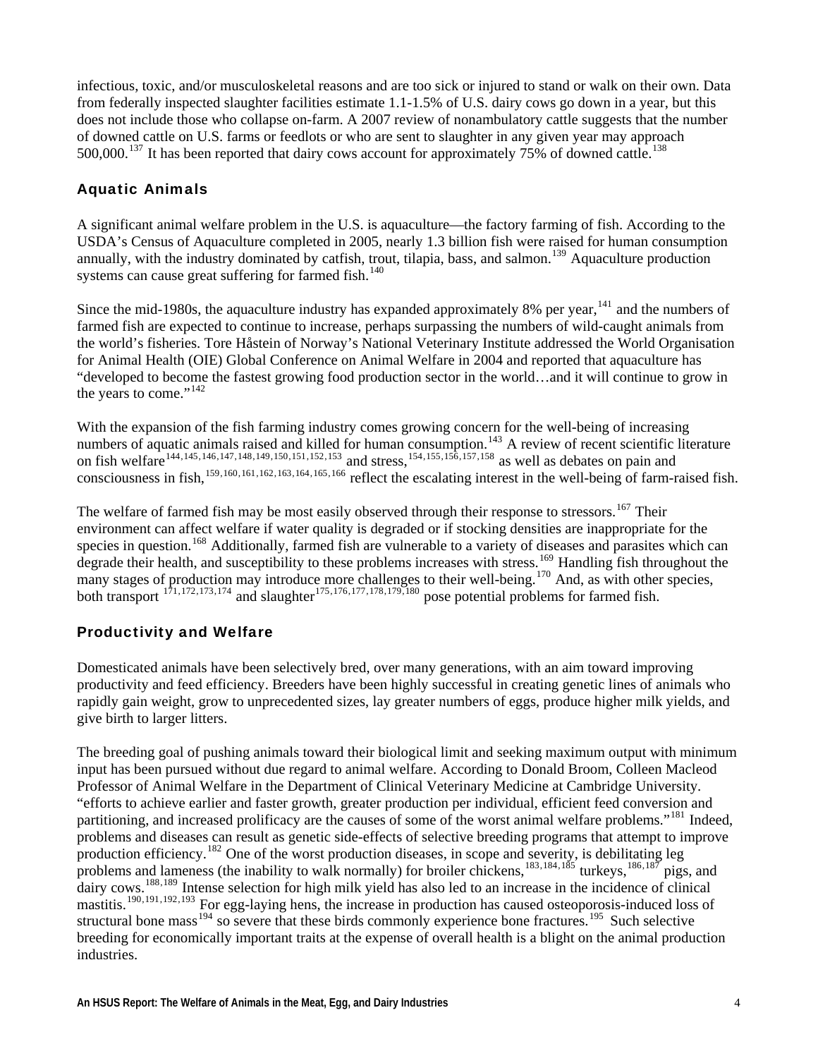infectious, toxic, and/or musculoskeletal reasons and are too sick or injured to stand or walk on their own. Data from federally inspected slaughter facilities estimate 1.1-1.5% of U.S. dairy cows go down in a year, but this does not include those who collapse on-farm. A 2007 review of nonambulatory cattle suggests that the number of downed cattle on U.S. farms or feedlots or who are sent to slaughter in any given year may approach 500,000.[137] It has been reported that dairy cows account for approximately 75% of downed cattle.[138]

### Aquatic Animals

A significant animal welfare problem in the U.S. is aquaculture—the factory farming of fish. According to the USDA's Census of Aquaculture completed in 2005, nearly 1.3 billion fish were raised for human consumption annually, with the industry dominated by catfish, trout, tilapia, bass, and salmon.[139] Aquaculture production systems can cause great suffering for farmed fish.[140]

Since the mid-1980s, the aquaculture industry has expanded approximately 8% per year,[141] and the numbers of farmed fish are expected to continue to increase, perhaps surpassing the numbers of wild-caught animals from the world's fisheries. Tore Håstein of Norway's National Veterinary Institute addressed the World Organisation for Animal Health (OIE) Global Conference on Animal Welfare in 2004 and reported that aquaculture has "developed to become the fastest growing food production sector in the world…and it will continue to grow in the years to come."[142]

With the expansion of the fish farming industry comes growing concern for the well-being of increasing numbers of aquatic animals raised and killed for human consumption.[143] A review of recent scientific literature on fish welfare[144,145,146,147,148,149,150,151,152,153] and stress,[154,155,156,157,158] as well as debates on pain and consciousness in fish,[159,160,161,162,163,164,165,166] reflect the escalating interest in the well-being of farm-raised fish.

The welfare of farmed fish may be most easily observed through their response to stressors.[167] Their environment can affect welfare if water quality is degraded or if stocking densities are inappropriate for the species in question.[168] Additionally, farmed fish are vulnerable to a variety of diseases and parasites which can degrade their health, and susceptibility to these problems increases with stress.[169] Handling fish throughout the many stages of production may introduce more challenges to their well-being.[170] And, as with other species, both transport [171,172,173,174] and slaughter[175,176,177,178,179,180] pose potential problems for farmed fish.

### Productivity and Welfare

Domesticated animals have been selectively bred, over many generations, with an aim toward improving productivity and feed efficiency. Breeders have been highly successful in creating genetic lines of animals who rapidly gain weight, grow to unprecedented sizes, lay greater numbers of eggs, produce higher milk yields, and give birth to larger litters.

The breeding goal of pushing animals toward their biological limit and seeking maximum output with minimum input has been pursued without due regard to animal welfare. According to Donald Broom, Colleen Macleod Professor of Animal Welfare in the Department of Clinical Veterinary Medicine at Cambridge University. "efforts to achieve earlier and faster growth, greater production per individual, efficient feed conversion and partitioning, and increased prolificacy are the causes of some of the worst animal welfare problems."[181] Indeed, problems and diseases can result as genetic side-effects of selective breeding programs that attempt to improve production efficiency.[182] One of the worst production diseases, in scope and severity, is debilitating leg problems and lameness (the inability to walk normally) for broiler chickens,[183,184,185] turkeys,[186,187] pigs, and dairy cows.[188,189] Intense selection for high milk yield has also led to an increase in the incidence of clinical mastitis.[190,191,192,193] For egg-laying hens, the increase in production has caused osteoporosis-induced loss of structural bone mass[194] so severe that these birds commonly experience bone fractures.[195] Such selective breeding for economically important traits at the expense of overall health is a blight on the animal production industries.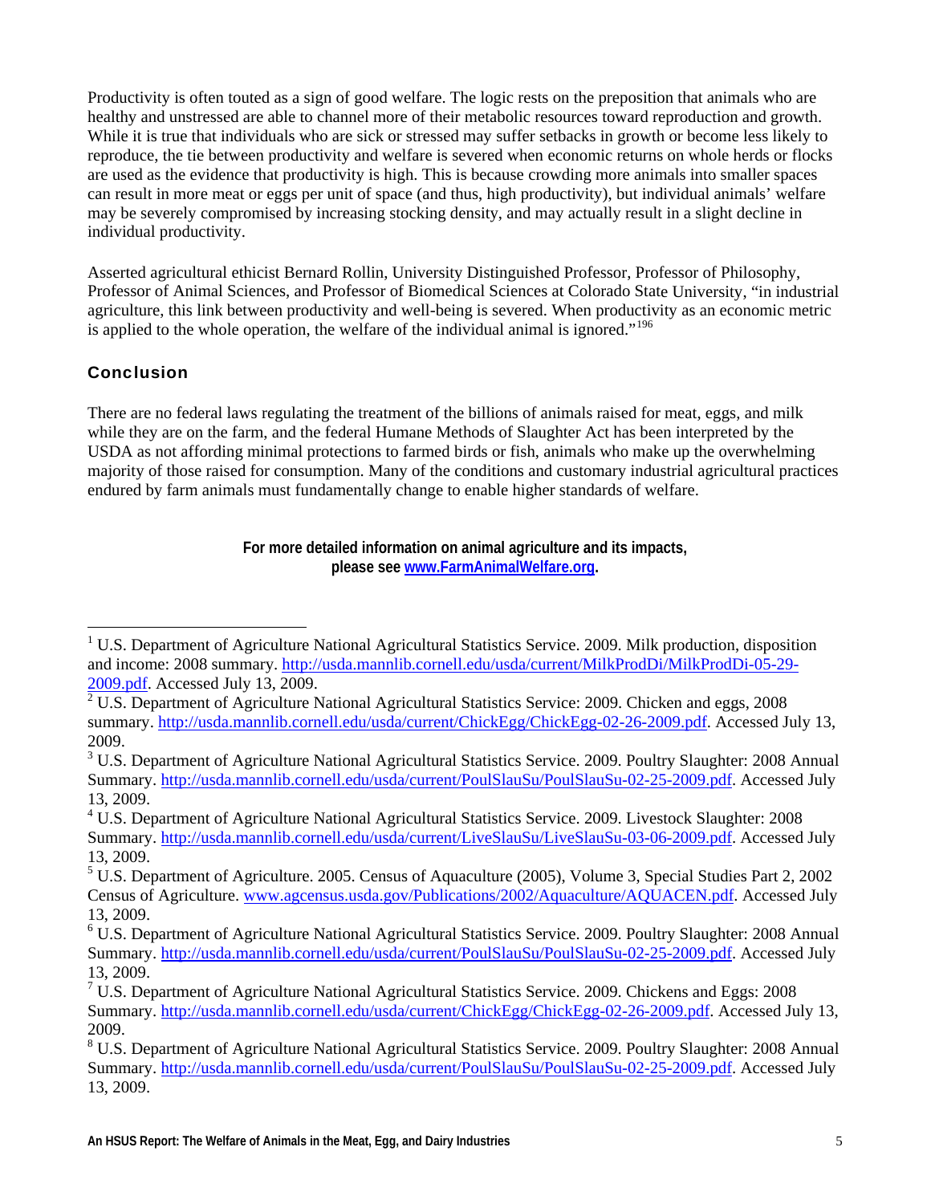Productivity is often touted as a sign of good welfare. The logic rests on the preposition that animals who are healthy and unstressed are able to channel more of their metabolic resources toward reproduction and growth. While it is true that individuals who are sick or stressed may suffer setbacks in growth or become less likely to reproduce, the tie between productivity and welfare is severed when economic returns on whole herds or flocks are used as the evidence that productivity is high. This is because crowding more animals into smaller spaces can result in more meat or eggs per unit of space (and thus, high productivity), but individual animals' welfare may be severely compromised by increasing stocking density, and may actually result in a slight decline in individual productivity.

Asserted agricultural ethicist Bernard Rollin, University Distinguished Professor, Professor of Philosophy, Professor of Animal Sciences, and Professor of Biomedical Sciences at Colorado State University, "in industrial agriculture, this link between productivity and well-being is severed. When productivity as an economic metric is applied to the whole operation, the welfare of the individual animal is ignored."[196]

## Conclusion

There are no federal laws regulating the treatment of the billions of animals raised for meat, eggs, and milk while they are on the farm, and the federal Humane Methods of Slaughter Act has been interpreted by the USDA as not affording minimal protections to farmed birds or fish, animals who make up the overwhelming majority of those raised for consumption. Many of the conditions and customary industrial agricultural practices endured by farm animals must fundamentally change to enable higher standards of welfare.

**For more detailed information on animal agriculture and its impacts, please see [www.FarmAnimalWelfare.org](http://www.FarmAnimalWelfare.org).**

---

[1] U.S. Department of Agriculture National Agricultural Statistics Service. 2009. Milk production, disposition and income: 2008 summary. http://usda.mannlib.cornell.edu/usda/current/MilkProdDi/MilkProdDi-05-29-2009.pdf. Accessed July 13, 2009.

[2] U.S. Department of Agriculture National Agricultural Statistics Service: 2009. Chicken and eggs, 2008 summary. http://usda.mannlib.cornell.edu/usda/current/ChickEgg/ChickEgg-02-26-2009.pdf. Accessed July 13, 2009.

[3] U.S. Department of Agriculture National Agricultural Statistics Service. 2009. Poultry Slaughter: 2008 Annual Summary. http://usda.mannlib.cornell.edu/usda/current/PoulSlauSu/PoulSlauSu-02-25-2009.pdf. Accessed July 13, 2009.

[4] U.S. Department of Agriculture National Agricultural Statistics Service. 2009. Livestock Slaughter: 2008 Summary. http://usda.mannlib.cornell.edu/usda/current/LiveSlauSu/LiveSlauSu-03-06-2009.pdf. Accessed July 13, 2009.

[5] U.S. Department of Agriculture. 2005. Census of Aquaculture (2005), Volume 3, Special Studies Part 2, 2002 Census of Agriculture. www.agcensus.usda.gov/Publications/2002/Aquaculture/AQUACEN.pdf. Accessed July 13, 2009.

[6] U.S. Department of Agriculture National Agricultural Statistics Service. 2009. Poultry Slaughter: 2008 Annual Summary. http://usda.mannlib.cornell.edu/usda/current/PoulSlauSu/PoulSlauSu-02-25-2009.pdf. Accessed July 13, 2009.

[7] U.S. Department of Agriculture National Agricultural Statistics Service. 2009. Chickens and Eggs: 2008 Summary. http://usda.mannlib.cornell.edu/usda/current/ChickEgg/ChickEgg-02-26-2009.pdf. Accessed July 13, 2009.

[8] U.S. Department of Agriculture National Agricultural Statistics Service. 2009. Poultry Slaughter: 2008 Annual Summary. http://usda.mannlib.cornell.edu/usda/current/PoulSlauSu/PoulSlauSu-02-25-2009.pdf. Accessed July 13, 2009.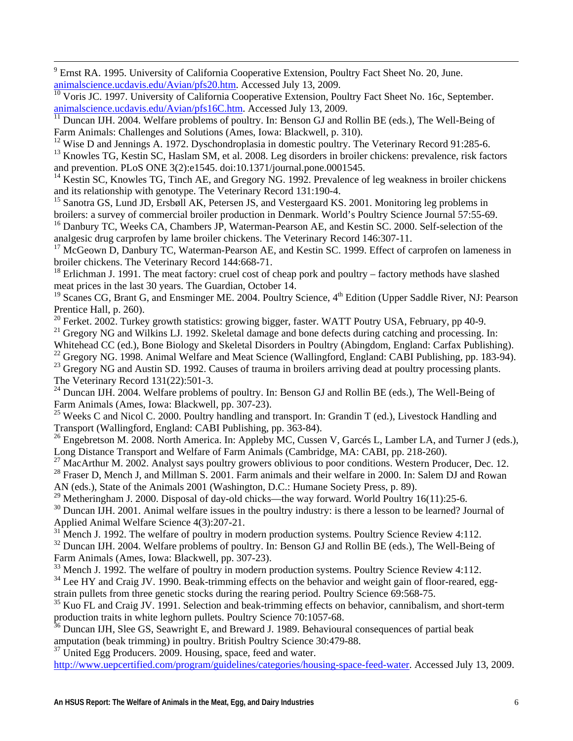[9] Ernst RA. 1995. University of California Cooperative Extension, Poultry Fact Sheet No. 20, June. animalscience.ucdavis.edu/Avian/pfs20.htm. Accessed July 13, 2009.

[10] Voris JC. 1997. University of California Cooperative Extension, Poultry Fact Sheet No. 16c, September. animalscience.ucdavis.edu/Avian/pfs16C.htm. Accessed July 13, 2009.

[11] Duncan IJH. 2004. Welfare problems of poultry. In: Benson GJ and Rollin BE (eds.), The Well-Being of Farm Animals: Challenges and Solutions (Ames, Iowa: Blackwell, p. 310).

[12] Wise D and Jennings A. 1972. Dyschondroplasia in domestic poultry. The Veterinary Record 91:285-6.

[13] Knowles TG, Kestin SC, Haslam SM, et al. 2008. Leg disorders in broiler chickens: prevalence, risk factors and prevention. PLoS ONE 3(2):e1545. doi:10.1371/journal.pone.0001545.

[14] Kestin SC, Knowles TG, Tinch AE, and Gregory NG. 1992. Prevalence of leg weakness in broiler chickens and its relationship with genotype. The Veterinary Record 131:190-4.

[15] Sanotra GS, Lund JD, Ersbøll AK, Petersen JS, and Vestergaard KS. 2001. Monitoring leg problems in broilers: a survey of commercial broiler production in Denmark. World's Poultry Science Journal 57:55-69.

[16] Danbury TC, Weeks CA, Chambers JP, Waterman-Pearson AE, and Kestin SC. 2000. Self-selection of the analgesic drug carprofen by lame broiler chickens. The Veterinary Record 146:307-11.

[17] McGeown D, Danbury TC, Waterman-Pearson AE, and Kestin SC. 1999. Effect of carprofen on lameness in broiler chickens. The Veterinary Record 144:668-71.

[18] Erlichman J. 1991. The meat factory: cruel cost of cheap pork and poultry – factory methods have slashed meat prices in the last 30 years. The Guardian, October 14.

[19] Scanes CG, Brant G, and Ensminger ME. 2004. Poultry Science, 4th Edition (Upper Saddle River, NJ: Pearson Prentice Hall, p. 260).

[20] Ferket. 2002. Turkey growth statistics: growing bigger, faster. WATT Poutry USA, February, pp 40-9.

[21] Gregory NG and Wilkins LJ. 1992. Skeletal damage and bone defects during catching and processing. In: Whitehead CC (ed.), Bone Biology and Skeletal Disorders in Poultry (Abingdom, England: Carfax Publishing).

[22] Gregory NG. 1998. Animal Welfare and Meat Science (Wallingford, England: CABI Publishing, pp. 183-94).

[23] Gregory NG and Austin SD. 1992. Causes of trauma in broilers arriving dead at poultry processing plants. The Veterinary Record 131(22):501-3.

[24] Duncan IJH. 2004. Welfare problems of poultry. In: Benson GJ and Rollin BE (eds.), The Well-Being of Farm Animals (Ames, Iowa: Blackwell, pp. 307-23).

[25] Weeks C and Nicol C. 2000. Poultry handling and transport. In: Grandin T (ed.), Livestock Handling and Transport (Wallingford, England: CABI Publishing, pp. 363-84).

[26] Engebretson M. 2008. North America. In: Appleby MC, Cussen V, Garcés L, Lamber LA, and Turner J (eds.), Long Distance Transport and Welfare of Farm Animals (Cambridge, MA: CABI, pp. 218-260).

[27] MacArthur M. 2002. Analyst says poultry growers oblivious to poor conditions. Western Producer, Dec. 12.

[28] Fraser D, Mench J, and Millman S. 2001. Farm animals and their welfare in 2000. In: Salem DJ and Rowan AN (eds.), State of the Animals 2001 (Washington, D.C.: Humane Society Press, p. 89).

[29] Metheringham J. 2000. Disposal of day-old chicks—the way forward. World Poultry 16(11):25-6.

[30] Duncan IJH. 2001. Animal welfare issues in the poultry industry: is there a lesson to be learned? Journal of Applied Animal Welfare Science 4(3):207-21.

[31] Mench J. 1992. The welfare of poultry in modern production systems. Poultry Science Review 4:112.

[32] Duncan IJH. 2004. Welfare problems of poultry. In: Benson GJ and Rollin BE (eds.), The Well-Being of Farm Animals (Ames, Iowa: Blackwell, pp. 307-23).

[33] Mench J. 1992. The welfare of poultry in modern production systems. Poultry Science Review 4:112.

[34] Lee HY and Craig JV. 1990. Beak-trimming effects on the behavior and weight gain of floor-reared, egg-strain pullets from three genetic stocks during the rearing period. Poultry Science 69:568-75.

[35] Kuo FL and Craig JV. 1991. Selection and beak-trimming effects on behavior, cannibalism, and short-term production traits in white leghorn pullets. Poultry Science 70:1057-68.

[36] Duncan IJH, Slee GS, Seawright E, and Breward J. 1989. Behavioural consequences of partial beak amputation (beak trimming) in poultry. British Poultry Science 30:479-88.

[37] United Egg Producers. 2009. Housing, space, feed and water. http://www.uepcertified.com/program/guidelines/categories/housing-space-feed-water. Accessed July 13, 2009.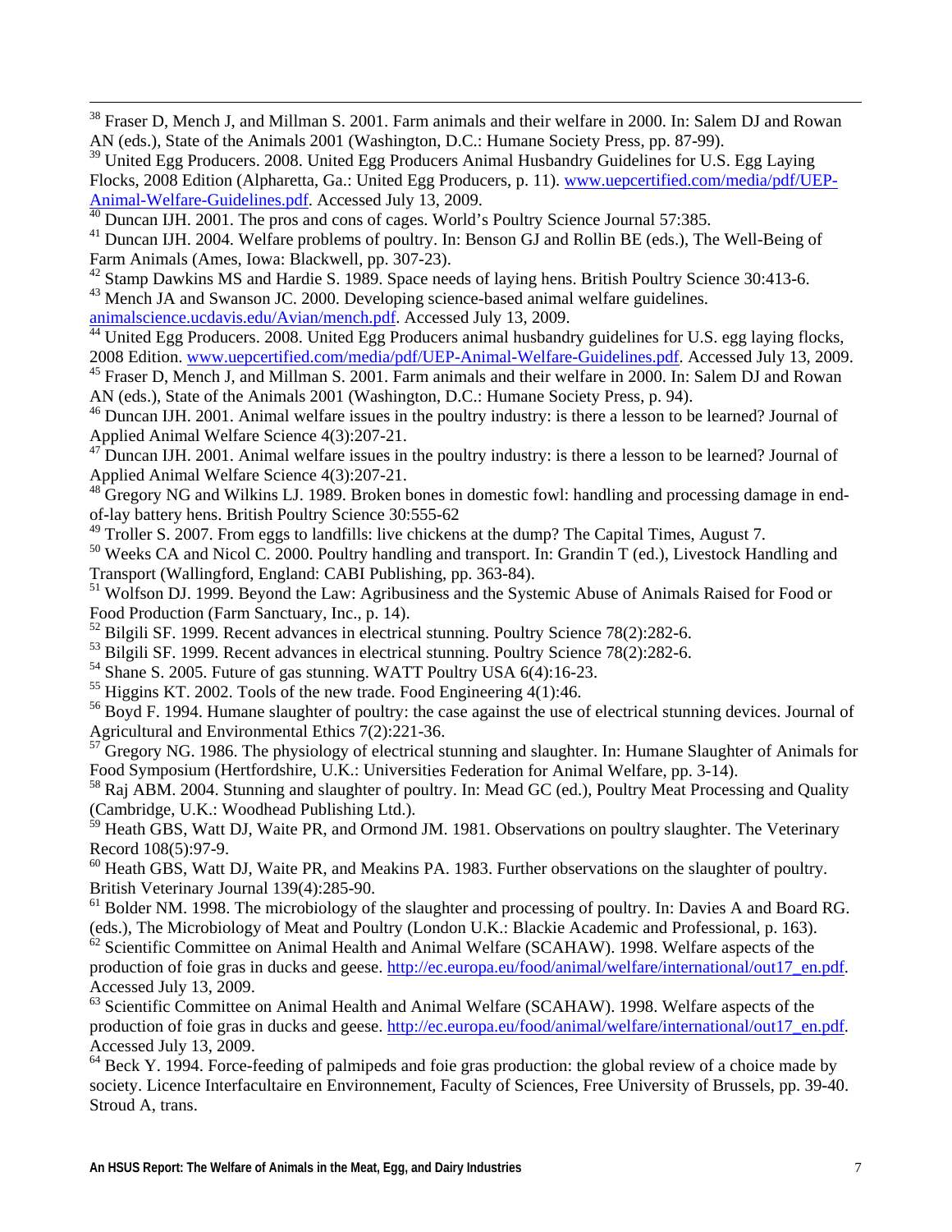[38] Fraser D, Mench J, and Millman S. 2001. Farm animals and their welfare in 2000. In: Salem DJ and Rowan AN (eds.), State of the Animals 2001 (Washington, D.C.: Humane Society Press, pp. 87-99).

[39] United Egg Producers. 2008. United Egg Producers Animal Husbandry Guidelines for U.S. Egg Laying Flocks, 2008 Edition (Alpharetta, Ga.: United Egg Producers, p. 11). www.uepcertified.com/media/pdf/UEP-Animal-Welfare-Guidelines.pdf. Accessed July 13, 2009.

[40] Duncan IJH. 2001. The pros and cons of cages. World's Poultry Science Journal 57:385.

[41] Duncan IJH. 2004. Welfare problems of poultry. In: Benson GJ and Rollin BE (eds.), The Well-Being of Farm Animals (Ames, Iowa: Blackwell, pp. 307-23).

[42] Stamp Dawkins MS and Hardie S. 1989. Space needs of laying hens. British Poultry Science 30:413-6.

[43] Mench JA and Swanson JC. 2000. Developing science-based animal welfare guidelines. animalscience.ucdavis.edu/Avian/mench.pdf. Accessed July 13, 2009.

[44] United Egg Producers. 2008. United Egg Producers animal husbandry guidelines for U.S. egg laying flocks, 2008 Edition. www.uepcertified.com/media/pdf/UEP-Animal-Welfare-Guidelines.pdf. Accessed July 13, 2009.

[45] Fraser D, Mench J, and Millman S. 2001. Farm animals and their welfare in 2000. In: Salem DJ and Rowan AN (eds.), State of the Animals 2001 (Washington, D.C.: Humane Society Press, p. 94).

[46] Duncan IJH. 2001. Animal welfare issues in the poultry industry: is there a lesson to be learned? Journal of Applied Animal Welfare Science 4(3):207-21.

[47] Duncan IJH. 2001. Animal welfare issues in the poultry industry: is there a lesson to be learned? Journal of Applied Animal Welfare Science 4(3):207-21.

[48] Gregory NG and Wilkins LJ. 1989. Broken bones in domestic fowl: handling and processing damage in end-of-lay battery hens. British Poultry Science 30:555-62

[49] Troller S. 2007. From eggs to landfills: live chickens at the dump? The Capital Times, August 7.

[50] Weeks CA and Nicol C. 2000. Poultry handling and transport. In: Grandin T (ed.), Livestock Handling and Transport (Wallingford, England: CABI Publishing, pp. 363-84).

[51] Wolfson DJ. 1999. Beyond the Law: Agribusiness and the Systemic Abuse of Animals Raised for Food or Food Production (Farm Sanctuary, Inc., p. 14).

[52] Bilgili SF. 1999. Recent advances in electrical stunning. Poultry Science 78(2):282-6.

[53] Bilgili SF. 1999. Recent advances in electrical stunning. Poultry Science 78(2):282-6.

[54] Shane S. 2005. Future of gas stunning. WATT Poultry USA 6(4):16-23.

[55] Higgins KT. 2002. Tools of the new trade. Food Engineering 4(1):46.

[56] Boyd F. 1994. Humane slaughter of poultry: the case against the use of electrical stunning devices. Journal of Agricultural and Environmental Ethics 7(2):221-36.

[57] Gregory NG. 1986. The physiology of electrical stunning and slaughter. In: Humane Slaughter of Animals for Food Symposium (Hertfordshire, U.K.: Universities Federation for Animal Welfare, pp. 3-14).

[58] Raj ABM. 2004. Stunning and slaughter of poultry. In: Mead GC (ed.), Poultry Meat Processing and Quality (Cambridge, U.K.: Woodhead Publishing Ltd.).

[59] Heath GBS, Watt DJ, Waite PR, and Ormond JM. 1981. Observations on poultry slaughter. The Veterinary Record 108(5):97-9.

[60] Heath GBS, Watt DJ, Waite PR, and Meakins PA. 1983. Further observations on the slaughter of poultry. British Veterinary Journal 139(4):285-90.

[61] Bolder NM. 1998. The microbiology of the slaughter and processing of poultry. In: Davies A and Board RG. (eds.), The Microbiology of Meat and Poultry (London U.K.: Blackie Academic and Professional, p. 163).

[62] Scientific Committee on Animal Health and Animal Welfare (SCAHAW). 1998. Welfare aspects of the production of foie gras in ducks and geese. http://ec.europa.eu/food/animal/welfare/international/out17_en.pdf. Accessed July 13, 2009.

[63] Scientific Committee on Animal Health and Animal Welfare (SCAHAW). 1998. Welfare aspects of the production of foie gras in ducks and geese. http://ec.europa.eu/food/animal/welfare/international/out17_en.pdf. Accessed July 13, 2009.

[64] Beck Y. 1994. Force-feeding of palmipeds and foie gras production: the global review of a choice made by society. Licence Interfacultaire en Environnement, Faculty of Sciences, Free University of Brussels, pp. 39-40. Stroud A, trans.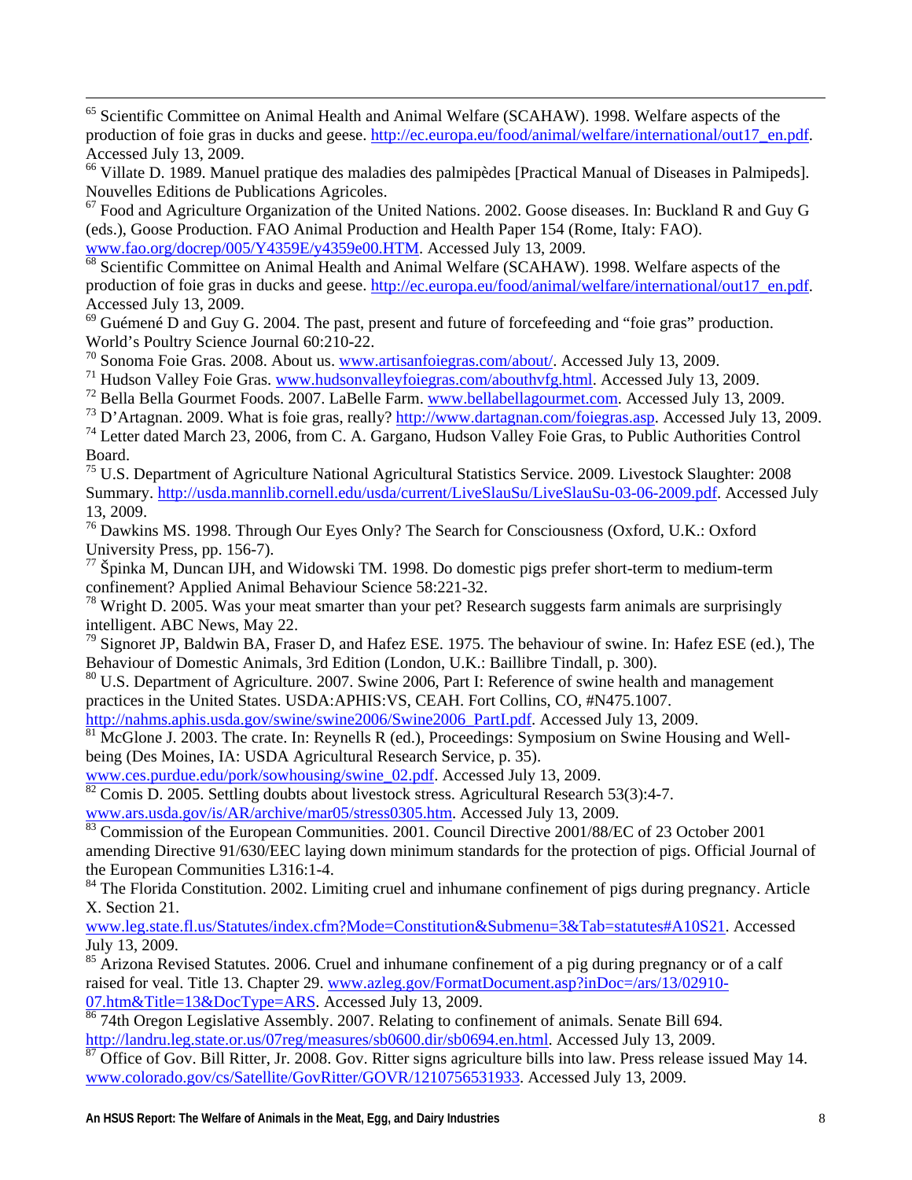[65] Scientific Committee on Animal Health and Animal Welfare (SCAHAW). 1998. Welfare aspects of the production of foie gras in ducks and geese. http://ec.europa.eu/food/animal/welfare/international/out17_en.pdf. Accessed July 13, 2009.

[66] Villate D. 1989. Manuel pratique des maladies des palmipèdes [Practical Manual of Diseases in Palmipeds]. Nouvelles Editions de Publications Agricoles.

[67] Food and Agriculture Organization of the United Nations. 2002. Goose diseases. In: Buckland R and Guy G (eds.), Goose Production. FAO Animal Production and Health Paper 154 (Rome, Italy: FAO). www.fao.org/docrep/005/Y4359E/y4359e00.HTM. Accessed July 13, 2009.

[68] Scientific Committee on Animal Health and Animal Welfare (SCAHAW). 1998. Welfare aspects of the production of foie gras in ducks and geese. http://ec.europa.eu/food/animal/welfare/international/out17_en.pdf. Accessed July 13, 2009.

[69] Guémené D and Guy G. 2004. The past, present and future of forcefeeding and "foie gras" production. World's Poultry Science Journal 60:210-22.

[70] Sonoma Foie Gras. 2008. About us. www.artisanfoiegras.com/about/. Accessed July 13, 2009.

[71] Hudson Valley Foie Gras. www.hudsonvalleyfoiegras.com/abouthvfg.html. Accessed July 13, 2009.

[72] Bella Bella Gourmet Foods. 2007. LaBelle Farm. www.bellabellagourmet.com. Accessed July 13, 2009.

[73] D'Artagnan. 2009. What is foie gras, really? http://www.dartagnan.com/foiegras.asp. Accessed July 13, 2009.

[74] Letter dated March 23, 2006, from C. A. Gargano, Hudson Valley Foie Gras, to Public Authorities Control Board.

[75] U.S. Department of Agriculture National Agricultural Statistics Service. 2009. Livestock Slaughter: 2008 Summary. http://usda.mannlib.cornell.edu/usda/current/LiveSlauSu/LiveSlauSu-03-06-2009.pdf. Accessed July 13, 2009.

[76] Dawkins MS. 1998. Through Our Eyes Only? The Search for Consciousness (Oxford, U.K.: Oxford University Press, pp. 156-7).

[77] Špinka M, Duncan IJH, and Widowski TM. 1998. Do domestic pigs prefer short-term to medium-term confinement? Applied Animal Behaviour Science 58:221-32.

[78] Wright D. 2005. Was your meat smarter than your pet? Research suggests farm animals are surprisingly intelligent. ABC News, May 22.

[79] Signoret JP, Baldwin BA, Fraser D, and Hafez ESE. 1975. The behaviour of swine. In: Hafez ESE (ed.), The Behaviour of Domestic Animals, 3rd Edition (London, U.K.: Baillibre Tindall, p. 300).

[80] U.S. Department of Agriculture. 2007. Swine 2006, Part I: Reference of swine health and management practices in the United States. USDA:APHIS:VS, CEAH. Fort Collins, CO, #N475.1007. http://nahms.aphis.usda.gov/swine/swine2006/Swine2006_PartI.pdf. Accessed July 13, 2009.

[81] McGlone J. 2003. The crate. In: Reynells R (ed.), Proceedings: Symposium on Swine Housing and Well-being (Des Moines, IA: USDA Agricultural Research Service, p. 35). www.ces.purdue.edu/pork/sowhousing/swine_02.pdf. Accessed July 13, 2009.

[82] Comis D. 2005. Settling doubts about livestock stress. Agricultural Research 53(3):4-7. www.ars.usda.gov/is/AR/archive/mar05/stress0305.htm. Accessed July 13, 2009.

[83] Commission of the European Communities. 2001. Council Directive 2001/88/EC of 23 October 2001 amending Directive 91/630/EEC laying down minimum standards for the protection of pigs. Official Journal of the European Communities L316:1-4.

[84] The Florida Constitution. 2002. Limiting cruel and inhumane confinement of pigs during pregnancy. Article X. Section 21. www.leg.state.fl.us/Statutes/index.cfm?Mode=Constitution&Submenu=3&Tab=statutes#A10S21. Accessed July 13, 2009.

[85] Arizona Revised Statutes. 2006. Cruel and inhumane confinement of a pig during pregnancy or of a calf raised for veal. Title 13. Chapter 29. www.azleg.gov/FormatDocument.asp?inDoc=/ars/13/02910-07.htm&Title=13&DocType=ARS. Accessed July 13, 2009.

[86] 74th Oregon Legislative Assembly. 2007. Relating to confinement of animals. Senate Bill 694. http://landru.leg.state.or.us/07reg/measures/sb0600.dir/sb0694.en.html. Accessed July 13, 2009.

[87] Office of Gov. Bill Ritter, Jr. 2008. Gov. Ritter signs agriculture bills into law. Press release issued May 14. www.colorado.gov/cs/Satellite/GovRitter/GOVR/1210756531933. Accessed July 13, 2009.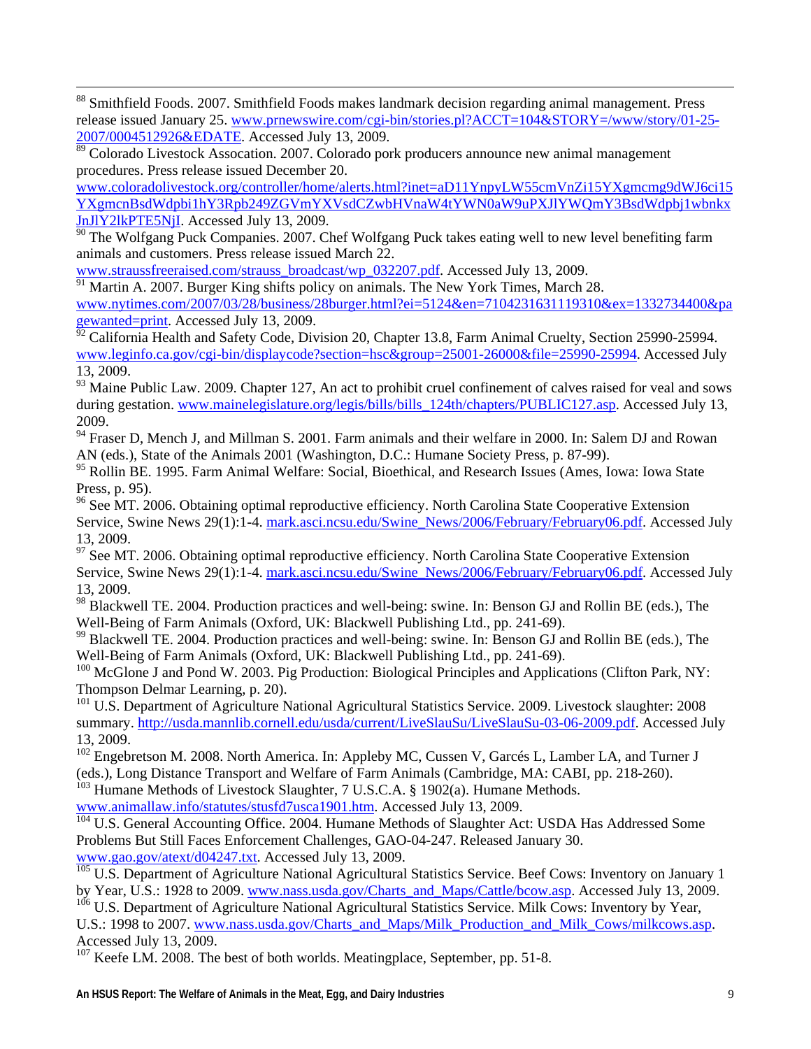[88] Smithfield Foods. 2007. Smithfield Foods makes landmark decision regarding animal management. Press release issued January 25. www.prnewswire.com/cgi-bin/stories.pl?ACCT=104&STORY=/www/story/01-25-2007/0004512926&EDATE. Accessed July 13, 2009.

[89] Colorado Livestock Assocation. 2007. Colorado pork producers announce new animal management procedures. Press release issued December 20. www.coloradolivestock.org/controller/home/alerts.html?inet=aD11YnpyLW55cmVnZi15YXgmcmg9dWJ6ci15YXgmcnBsdWdpbi1hY3Rpb249ZGVmYXVsdCZwbHVnaW4tYWN0aW9uPXJlYWQmY3BsdWdpbj1wbnkxJnJlY2lkPTE5NjI. Accessed July 13, 2009.

[90] The Wolfgang Puck Companies. 2007. Chef Wolfgang Puck takes eating well to new level benefiting farm animals and customers. Press release issued March 22. www.straussfreeraised.com/strauss_broadcast/wp_032207.pdf. Accessed July 13, 2009.

[91] Martin A. 2007. Burger King shifts policy on animals. The New York Times, March 28. www.nytimes.com/2007/03/28/business/28burger.html?ei=5124&en=7104231631119310&ex=1332734400&pagewanted=print. Accessed July 13, 2009.

[92] California Health and Safety Code, Division 20, Chapter 13.8, Farm Animal Cruelty, Section 25990-25994. www.leginfo.ca.gov/cgi-bin/displaycode?section=hsc&group=25001-26000&file=25990-25994. Accessed July 13, 2009.

[93] Maine Public Law. 2009. Chapter 127, An act to prohibit cruel confinement of calves raised for veal and sows during gestation. www.mainelegislature.org/legis/bills/bills_124th/chapters/PUBLIC127.asp. Accessed July 13, 2009.

[94] Fraser D, Mench J, and Millman S. 2001. Farm animals and their welfare in 2000. In: Salem DJ and Rowan AN (eds.), State of the Animals 2001 (Washington, D.C.: Humane Society Press, p. 87-99).

[95] Rollin BE. 1995. Farm Animal Welfare: Social, Bioethical, and Research Issues (Ames, Iowa: Iowa State Press, p. 95).

[96] See MT. 2006. Obtaining optimal reproductive efficiency. North Carolina State Cooperative Extension Service, Swine News 29(1):1-4. mark.asci.ncsu.edu/Swine_News/2006/February/February06.pdf. Accessed July 13, 2009.

[97] See MT. 2006. Obtaining optimal reproductive efficiency. North Carolina State Cooperative Extension Service, Swine News 29(1):1-4. mark.asci.ncsu.edu/Swine_News/2006/February/February06.pdf. Accessed July 13, 2009.

[98] Blackwell TE. 2004. Production practices and well-being: swine. In: Benson GJ and Rollin BE (eds.), The Well-Being of Farm Animals (Oxford, UK: Blackwell Publishing Ltd., pp. 241-69).

[99] Blackwell TE. 2004. Production practices and well-being: swine. In: Benson GJ and Rollin BE (eds.), The Well-Being of Farm Animals (Oxford, UK: Blackwell Publishing Ltd., pp. 241-69).

[100] McGlone J and Pond W. 2003. Pig Production: Biological Principles and Applications (Clifton Park, NY: Thompson Delmar Learning, p. 20).

[101] U.S. Department of Agriculture National Agricultural Statistics Service. 2009. Livestock slaughter: 2008 summary. http://usda.mannlib.cornell.edu/usda/current/LiveSlauSu/LiveSlauSu-03-06-2009.pdf. Accessed July 13, 2009.

[102] Engebretson M. 2008. North America. In: Appleby MC, Cussen V, Garcés L, Lamber LA, and Turner J (eds.), Long Distance Transport and Welfare of Farm Animals (Cambridge, MA: CABI, pp. 218-260).

[103] Humane Methods of Livestock Slaughter, 7 U.S.C.A. § 1902(a). Humane Methods. www.animallaw.info/statutes/stusfd7usca1901.htm. Accessed July 13, 2009.

[104] U.S. General Accounting Office. 2004. Humane Methods of Slaughter Act: USDA Has Addressed Some Problems But Still Faces Enforcement Challenges, GAO-04-247. Released January 30. www.gao.gov/atext/d04247.txt. Accessed July 13, 2009.

[105] U.S. Department of Agriculture National Agricultural Statistics Service. Beef Cows: Inventory on January 1 by Year, U.S.: 1928 to 2009. www.nass.usda.gov/Charts_and_Maps/Cattle/bcow.asp. Accessed July 13, 2009.

[106] U.S. Department of Agriculture National Agricultural Statistics Service. Milk Cows: Inventory by Year, U.S.: 1998 to 2007. www.nass.usda.gov/Charts_and_Maps/Milk_Production_and_Milk_Cows/milkcows.asp. Accessed July 13, 2009.

[107] Keefe LM. 2008. The best of both worlds. Meatingplace, September, pp. 51-8.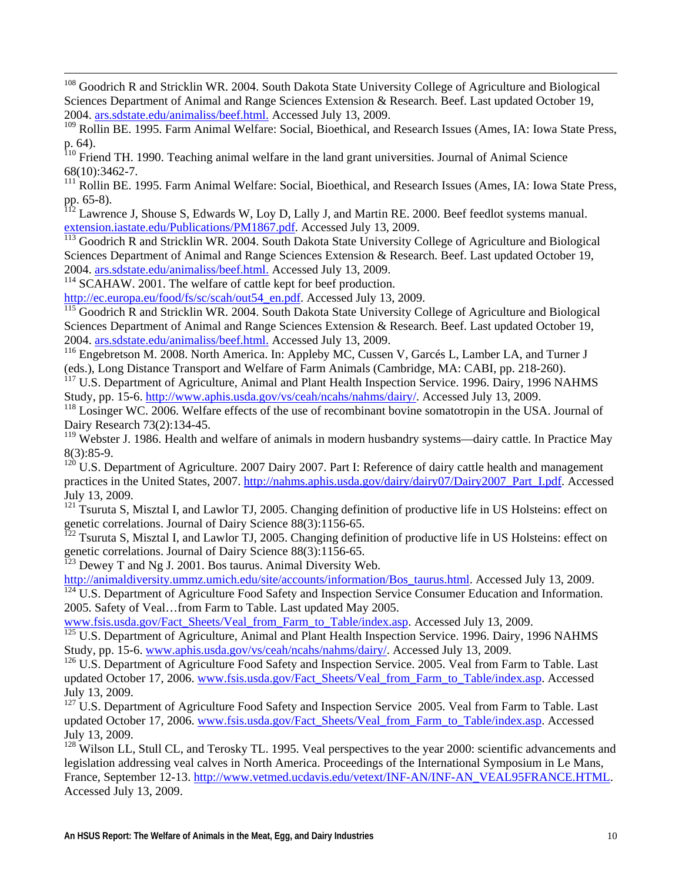[108] Goodrich R and Stricklin WR. 2004. South Dakota State University College of Agriculture and Biological Sciences Department of Animal and Range Sciences Extension & Research. Beef. Last updated October 19, 2004. ars.sdstate.edu/animaliss/beef.html. Accessed July 13, 2009.

[109] Rollin BE. 1995. Farm Animal Welfare: Social, Bioethical, and Research Issues (Ames, IA: Iowa State Press, p. 64).

[110] Friend TH. 1990. Teaching animal welfare in the land grant universities. Journal of Animal Science 68(10):3462-7.

[111] Rollin BE. 1995. Farm Animal Welfare: Social, Bioethical, and Research Issues (Ames, IA: Iowa State Press, pp. 65-8).

[112] Lawrence J, Shouse S, Edwards W, Loy D, Lally J, and Martin RE. 2000. Beef feedlot systems manual. extension.iastate.edu/Publications/PM1867.pdf. Accessed July 13, 2009.

[113] Goodrich R and Stricklin WR. 2004. South Dakota State University College of Agriculture and Biological Sciences Department of Animal and Range Sciences Extension & Research. Beef. Last updated October 19, 2004. ars.sdstate.edu/animaliss/beef.html. Accessed July 13, 2009.

[114] SCAHAW. 2001. The welfare of cattle kept for beef production. http://ec.europa.eu/food/fs/sc/scah/out54_en.pdf. Accessed July 13, 2009.

[115] Goodrich R and Stricklin WR. 2004. South Dakota State University College of Agriculture and Biological Sciences Department of Animal and Range Sciences Extension & Research. Beef. Last updated October 19, 2004. ars.sdstate.edu/animaliss/beef.html. Accessed July 13, 2009.

[116] Engebretson M. 2008. North America. In: Appleby MC, Cussen V, Garcés L, Lamber LA, and Turner J (eds.), Long Distance Transport and Welfare of Farm Animals (Cambridge, MA: CABI, pp. 218-260).

[117] U.S. Department of Agriculture, Animal and Plant Health Inspection Service. 1996. Dairy, 1996 NAHMS Study, pp. 15-6. http://www.aphis.usda.gov/vs/ceah/ncahs/nahms/dairy/. Accessed July 13, 2009.

[118] Losinger WC. 2006. Welfare effects of the use of recombinant bovine somatotropin in the USA. Journal of Dairy Research 73(2):134-45.

[119] Webster J. 1986. Health and welfare of animals in modern husbandry systems—dairy cattle. In Practice May 8(3):85-9.

[120] U.S. Department of Agriculture. 2007 Dairy 2007. Part I: Reference of dairy cattle health and management practices in the United States, 2007. http://nahms.aphis.usda.gov/dairy/dairy07/Dairy2007_Part_I.pdf. Accessed July 13, 2009.

[121] Tsuruta S, Misztal I, and Lawlor TJ, 2005. Changing definition of productive life in US Holsteins: effect on genetic correlations. Journal of Dairy Science 88(3):1156-65.

[122] Tsuruta S, Misztal I, and Lawlor TJ, 2005. Changing definition of productive life in US Holsteins: effect on genetic correlations. Journal of Dairy Science 88(3):1156-65.

[123] Dewey T and Ng J. 2001. Bos taurus. Animal Diversity Web. http://animaldiversity.ummz.umich.edu/site/accounts/information/Bos_taurus.html. Accessed July 13, 2009.

[124] U.S. Department of Agriculture Food Safety and Inspection Service Consumer Education and Information. 2005. Safety of Veal…from Farm to Table. Last updated May 2005. www.fsis.usda.gov/Fact_Sheets/Veal_from_Farm_to_Table/index.asp. Accessed July 13, 2009.

[125] U.S. Department of Agriculture, Animal and Plant Health Inspection Service. 1996. Dairy, 1996 NAHMS Study, pp. 15-6. www.aphis.usda.gov/vs/ceah/ncahs/nahms/dairy/. Accessed July 13, 2009.

[126] U.S. Department of Agriculture Food Safety and Inspection Service. 2005. Veal from Farm to Table. Last updated October 17, 2006. www.fsis.usda.gov/Fact_Sheets/Veal_from_Farm_to_Table/index.asp. Accessed July 13, 2009.

[127] U.S. Department of Agriculture Food Safety and Inspection Service 2005. Veal from Farm to Table. Last updated October 17, 2006. www.fsis.usda.gov/Fact_Sheets/Veal_from_Farm_to_Table/index.asp. Accessed July 13, 2009.

[128] Wilson LL, Stull CL, and Terosky TL. 1995. Veal perspectives to the year 2000: scientific advancements and legislation addressing veal calves in North America. Proceedings of the International Symposium in Le Mans, France, September 12-13. http://www.vetmed.ucdavis.edu/vetext/INF-AN/INF-AN_VEAL95FRANCE.HTML. Accessed July 13, 2009.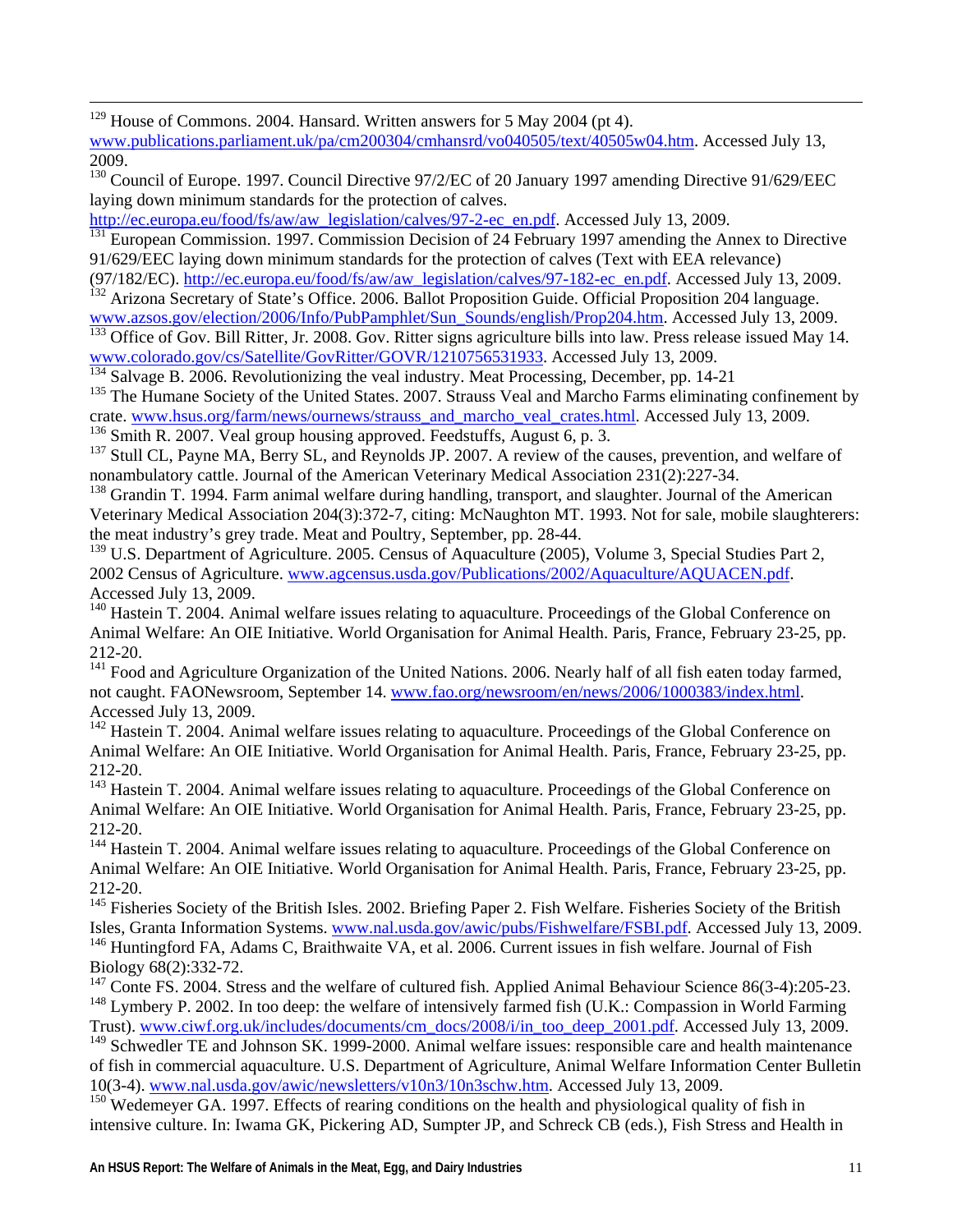[129] House of Commons. 2004. Hansard. Written answers for 5 May 2004 (pt 4). www.publications.parliament.uk/pa/cm200304/cmhansrd/vo040505/text/40505w04.htm. Accessed July 13, 2009.

[130] Council of Europe. 1997. Council Directive 97/2/EC of 20 January 1997 amending Directive 91/629/EEC laying down minimum standards for the protection of calves. http://ec.europa.eu/food/fs/aw/aw_legislation/calves/97-2-ec_en.pdf. Accessed July 13, 2009.

[131] European Commission. 1997. Commission Decision of 24 February 1997 amending the Annex to Directive 91/629/EEC laying down minimum standards for the protection of calves (Text with EEA relevance) (97/182/EC). http://ec.europa.eu/food/fs/aw/aw_legislation/calves/97-182-ec_en.pdf. Accessed July 13, 2009.

[132] Arizona Secretary of State's Office. 2006. Ballot Proposition Guide. Official Proposition 204 language. www.azsos.gov/election/2006/Info/PubPamphlet/Sun_Sounds/english/Prop204.htm. Accessed July 13, 2009.

[133] Office of Gov. Bill Ritter, Jr. 2008. Gov. Ritter signs agriculture bills into law. Press release issued May 14. www.colorado.gov/cs/Satellite/GovRitter/GOVR/1210756531933. Accessed July 13, 2009.

[134] Salvage B. 2006. Revolutionizing the veal industry. Meat Processing, December, pp. 14-21

[135] The Humane Society of the United States. 2007. Strauss Veal and Marcho Farms eliminating confinement by crate. www.hsus.org/farm/news/ournews/strauss_and_marcho_veal_crates.html. Accessed July 13, 2009.

[136] Smith R. 2007. Veal group housing approved. Feedstuffs, August 6, p. 3.

[137] Stull CL, Payne MA, Berry SL, and Reynolds JP. 2007. A review of the causes, prevention, and welfare of nonambulatory cattle. Journal of the American Veterinary Medical Association 231(2):227-34.

[138] Grandin T. 1994. Farm animal welfare during handling, transport, and slaughter. Journal of the American Veterinary Medical Association 204(3):372-7, citing: McNaughton MT. 1993. Not for sale, mobile slaughterers: the meat industry's grey trade. Meat and Poultry, September, pp. 28-44.

[139] U.S. Department of Agriculture. 2005. Census of Aquaculture (2005), Volume 3, Special Studies Part 2, 2002 Census of Agriculture. www.agcensus.usda.gov/Publications/2002/Aquaculture/AQUACEN.pdf. Accessed July 13, 2009.

[140] Hastein T. 2004. Animal welfare issues relating to aquaculture. Proceedings of the Global Conference on Animal Welfare: An OIE Initiative. World Organisation for Animal Health. Paris, France, February 23-25, pp. 212-20.

[141] Food and Agriculture Organization of the United Nations. 2006. Nearly half of all fish eaten today farmed, not caught. FAONewsroom, September 14. www.fao.org/newsroom/en/news/2006/1000383/index.html. Accessed July 13, 2009.

[142] Hastein T. 2004. Animal welfare issues relating to aquaculture. Proceedings of the Global Conference on Animal Welfare: An OIE Initiative. World Organisation for Animal Health. Paris, France, February 23-25, pp. 212-20.

[143] Hastein T. 2004. Animal welfare issues relating to aquaculture. Proceedings of the Global Conference on Animal Welfare: An OIE Initiative. World Organisation for Animal Health. Paris, France, February 23-25, pp. 212-20.

[144] Hastein T. 2004. Animal welfare issues relating to aquaculture. Proceedings of the Global Conference on Animal Welfare: An OIE Initiative. World Organisation for Animal Health. Paris, France, February 23-25, pp. 212-20.

[145] Fisheries Society of the British Isles. 2002. Briefing Paper 2. Fish Welfare. Fisheries Society of the British Isles, Granta Information Systems. www.nal.usda.gov/awic/pubs/Fishwelfare/FSBI.pdf. Accessed July 13, 2009.

[146] Huntingford FA, Adams C, Braithwaite VA, et al. 2006. Current issues in fish welfare. Journal of Fish Biology 68(2):332-72.

[147] Conte FS. 2004. Stress and the welfare of cultured fish. Applied Animal Behaviour Science 86(3-4):205-23.

[148] Lymbery P. 2002. In too deep: the welfare of intensively farmed fish (U.K.: Compassion in World Farming Trust). www.ciwf.org.uk/includes/documents/cm_docs/2008/i/in_too_deep_2001.pdf. Accessed July 13, 2009.

[149] Schwedler TE and Johnson SK. 1999-2000. Animal welfare issues: responsible care and health maintenance of fish in commercial aquaculture. U.S. Department of Agriculture, Animal Welfare Information Center Bulletin 10(3-4). www.nal.usda.gov/awic/newsletters/v10n3/10n3schw.htm. Accessed July 13, 2009.

[150] Wedemeyer GA. 1997. Effects of rearing conditions on the health and physiological quality of fish in intensive culture. In: Iwama GK, Pickering AD, Sumpter JP, and Schreck CB (eds.), Fish Stress and Health in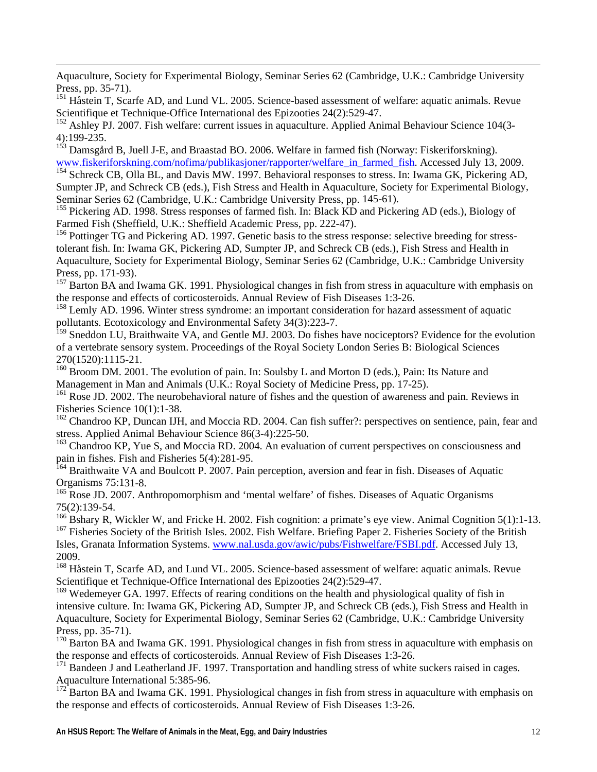Aquaculture, Society for Experimental Biology, Seminar Series 62 (Cambridge, U.K.: Cambridge University Press, pp. 35-71).

[151] Håstein T, Scarfe AD, and Lund VL. 2005. Science-based assessment of welfare: aquatic animals. Revue Scientifique et Technique-Office International des Epizooties 24(2):529-47.

[152] Ashley PJ. 2007. Fish welfare: current issues in aquaculture. Applied Animal Behaviour Science 104(3-4):199-235.

[153] Damsgård B, Juell J-E, and Braastad BO. 2006. Welfare in farmed fish (Norway: Fiskeriforskning). www.fiskeriforskning.com/nofima/publikasjoner/rapporter/welfare_in_farmed_fish. Accessed July 13, 2009.

[154] Schreck CB, Olla BL, and Davis MW. 1997. Behavioral responses to stress. In: Iwama GK, Pickering AD, Sumpter JP, and Schreck CB (eds.), Fish Stress and Health in Aquaculture, Society for Experimental Biology, Seminar Series 62 (Cambridge, U.K.: Cambridge University Press, pp. 145-61).

[155] Pickering AD. 1998. Stress responses of farmed fish. In: Black KD and Pickering AD (eds.), Biology of Farmed Fish (Sheffield, U.K.: Sheffield Academic Press, pp. 222-47).

[156] Pottinger TG and Pickering AD. 1997. Genetic basis to the stress response: selective breeding for stress-tolerant fish. In: Iwama GK, Pickering AD, Sumpter JP, and Schreck CB (eds.), Fish Stress and Health in Aquaculture, Society for Experimental Biology, Seminar Series 62 (Cambridge, U.K.: Cambridge University Press, pp. 171-93).

[157] Barton BA and Iwama GK. 1991. Physiological changes in fish from stress in aquaculture with emphasis on the response and effects of corticosteroids. Annual Review of Fish Diseases 1:3-26.

[158] Lemly AD. 1996. Winter stress syndrome: an important consideration for hazard assessment of aquatic pollutants. Ecotoxicology and Environmental Safety 34(3):223-7.

[159] Sneddon LU, Braithwaite VA, and Gentle MJ. 2003. Do fishes have nociceptors? Evidence for the evolution of a vertebrate sensory system. Proceedings of the Royal Society London Series B: Biological Sciences 270(1520):1115-21.

[160] Broom DM. 2001. The evolution of pain. In: Soulsby L and Morton D (eds.), Pain: Its Nature and Management in Man and Animals (U.K.: Royal Society of Medicine Press, pp. 17-25).

[161] Rose JD. 2002. The neurobehavioral nature of fishes and the question of awareness and pain. Reviews in Fisheries Science 10(1):1-38.

[162] Chandroo KP, Duncan IJH, and Moccia RD. 2004. Can fish suffer?: perspectives on sentience, pain, fear and stress. Applied Animal Behaviour Science 86(3-4):225-50.

[163] Chandroo KP, Yue S, and Moccia RD. 2004. An evaluation of current perspectives on consciousness and pain in fishes. Fish and Fisheries 5(4):281-95.

[164] Braithwaite VA and Boulcott P. 2007. Pain perception, aversion and fear in fish. Diseases of Aquatic Organisms 75:131-8.

[165] Rose JD. 2007. Anthropomorphism and 'mental welfare' of fishes. Diseases of Aquatic Organisms 75(2):139-54.

[166] Bshary R, Wickler W, and Fricke H. 2002. Fish cognition: a primate's eye view. Animal Cognition 5(1):1-13.

[167] Fisheries Society of the British Isles. 2002. Fish Welfare. Briefing Paper 2. Fisheries Society of the British Isles, Granata Information Systems. www.nal.usda.gov/awic/pubs/Fishwelfare/FSBI.pdf. Accessed July 13, 2009.

[168] Håstein T, Scarfe AD, and Lund VL. 2005. Science-based assessment of welfare: aquatic animals. Revue Scientifique et Technique-Office International des Epizooties 24(2):529-47.

[169] Wedemeyer GA. 1997. Effects of rearing conditions on the health and physiological quality of fish in intensive culture. In: Iwama GK, Pickering AD, Sumpter JP, and Schreck CB (eds.), Fish Stress and Health in Aquaculture, Society for Experimental Biology, Seminar Series 62 (Cambridge, U.K.: Cambridge University Press, pp. 35-71).

[170] Barton BA and Iwama GK. 1991. Physiological changes in fish from stress in aquaculture with emphasis on the response and effects of corticosteroids. Annual Review of Fish Diseases 1:3-26.

[171] Bandeen J and Leatherland JF. 1997. Transportation and handling stress of white suckers raised in cages. Aquaculture International 5:385-96.

[172] Barton BA and Iwama GK. 1991. Physiological changes in fish from stress in aquaculture with emphasis on the response and effects of corticosteroids. Annual Review of Fish Diseases 1:3-26.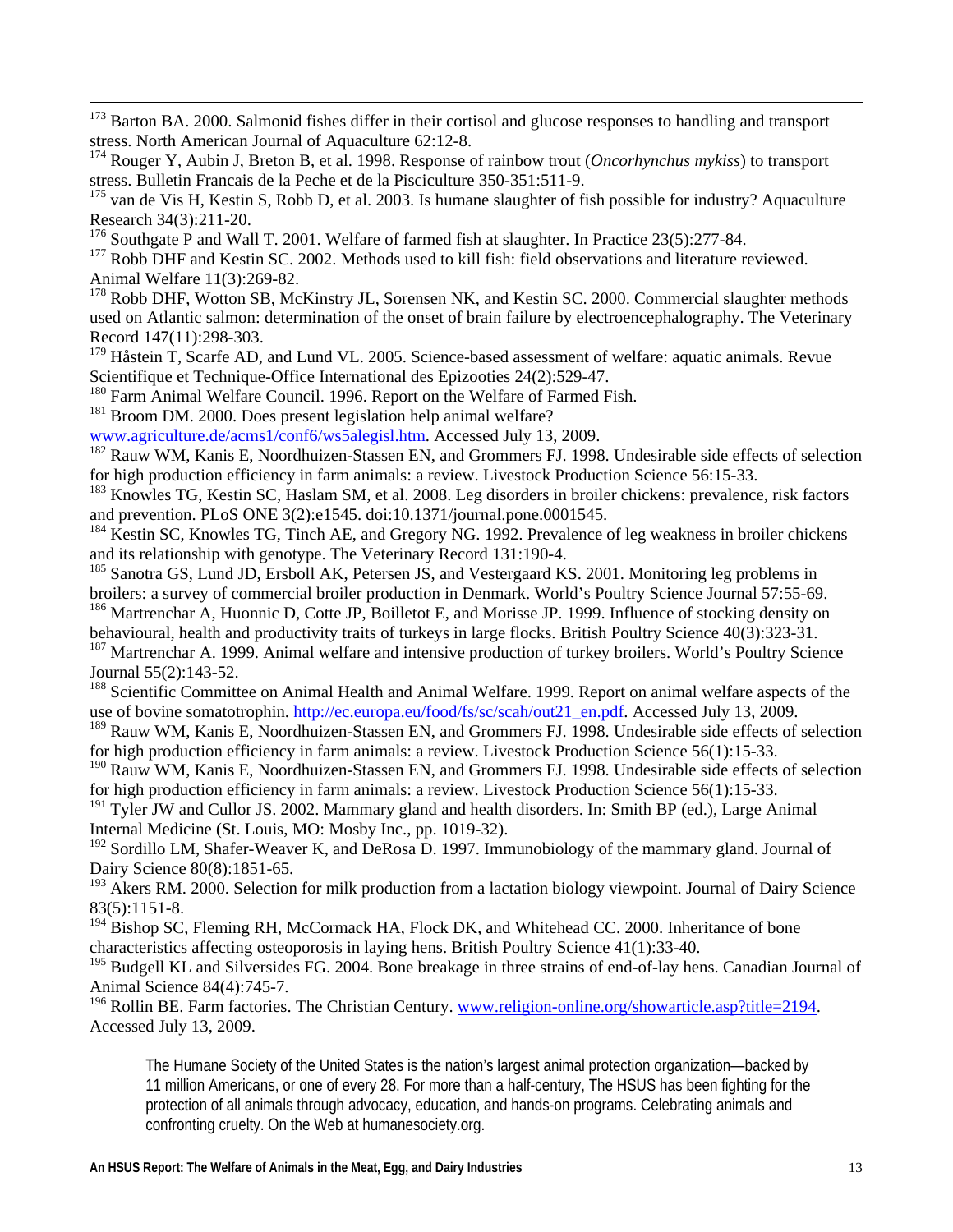[173] Barton BA. 2000. Salmonid fishes differ in their cortisol and glucose responses to handling and transport stress. North American Journal of Aquaculture 62:12-8.

[174] Rouger Y, Aubin J, Breton B, et al. 1998. Response of rainbow trout (*Oncorhynchus mykiss*) to transport stress. Bulletin Francais de la Peche et de la Pisciculture 350-351:511-9.

[175] van de Vis H, Kestin S, Robb D, et al. 2003. Is humane slaughter of fish possible for industry? Aquaculture Research 34(3):211-20.

[176] Southgate P and Wall T. 2001. Welfare of farmed fish at slaughter. In Practice 23(5):277-84.

[177] Robb DHF and Kestin SC. 2002. Methods used to kill fish: field observations and literature reviewed. Animal Welfare 11(3):269-82.

[178] Robb DHF, Wotton SB, McKinstry JL, Sorensen NK, and Kestin SC. 2000. Commercial slaughter methods used on Atlantic salmon: determination of the onset of brain failure by electroencephalography. The Veterinary Record 147(11):298-303.

[179] Håstein T, Scarfe AD, and Lund VL. 2005. Science-based assessment of welfare: aquatic animals. Revue Scientifique et Technique-Office International des Epizooties 24(2):529-47.

[180] Farm Animal Welfare Council. 1996. Report on the Welfare of Farmed Fish.

[181] Broom DM. 2000. Does present legislation help animal welfare? www.agriculture.de/acms1/conf6/ws5alegisl.htm. Accessed July 13, 2009.

[182] Rauw WM, Kanis E, Noordhuizen-Stassen EN, and Grommers FJ. 1998. Undesirable side effects of selection for high production efficiency in farm animals: a review. Livestock Production Science 56:15-33.

[183] Knowles TG, Kestin SC, Haslam SM, et al. 2008. Leg disorders in broiler chickens: prevalence, risk factors and prevention. PLoS ONE 3(2):e1545. doi:10.1371/journal.pone.0001545.

[184] Kestin SC, Knowles TG, Tinch AE, and Gregory NG. 1992. Prevalence of leg weakness in broiler chickens and its relationship with genotype. The Veterinary Record 131:190-4.

[185] Sanotra GS, Lund JD, Ersboll AK, Petersen JS, and Vestergaard KS. 2001. Monitoring leg problems in broilers: a survey of commercial broiler production in Denmark. World's Poultry Science Journal 57:55-69.

[186] Martrenchar A, Huonnic D, Cotte JP, Boilletot E, and Morisse JP. 1999. Influence of stocking density on behavioural, health and productivity traits of turkeys in large flocks. British Poultry Science 40(3):323-31.

[187] Martrenchar A. 1999. Animal welfare and intensive production of turkey broilers. World's Poultry Science Journal 55(2):143-52.

[188] Scientific Committee on Animal Health and Animal Welfare. 1999. Report on animal welfare aspects of the use of bovine somatotrophin. http://ec.europa.eu/food/fs/sc/scah/out21_en.pdf. Accessed July 13, 2009.

[189] Rauw WM, Kanis E, Noordhuizen-Stassen EN, and Grommers FJ. 1998. Undesirable side effects of selection for high production efficiency in farm animals: a review. Livestock Production Science 56(1):15-33.

[190] Rauw WM, Kanis E, Noordhuizen-Stassen EN, and Grommers FJ. 1998. Undesirable side effects of selection for high production efficiency in farm animals: a review. Livestock Production Science 56(1):15-33.

[191] Tyler JW and Cullor JS. 2002. Mammary gland and health disorders. In: Smith BP (ed.), Large Animal Internal Medicine (St. Louis, MO: Mosby Inc., pp. 1019-32).

[192] Sordillo LM, Shafer-Weaver K, and DeRosa D. 1997. Immunobiology of the mammary gland. Journal of Dairy Science 80(8):1851-65.

[193] Akers RM. 2000. Selection for milk production from a lactation biology viewpoint. Journal of Dairy Science 83(5):1151-8.

[194] Bishop SC, Fleming RH, McCormack HA, Flock DK, and Whitehead CC. 2000. Inheritance of bone characteristics affecting osteoporosis in laying hens. British Poultry Science 41(1):33-40.

[195] Budgell KL and Silversides FG. 2004. Bone breakage in three strains of end-of-lay hens. Canadian Journal of Animal Science 84(4):745-7.

[196] Rollin BE. Farm factories. The Christian Century. www.religion-online.org/showarticle.asp?title=2194. Accessed July 13, 2009.

The Humane Society of the United States is the nation's largest animal protection organization—backed by 11 million Americans, or one of every 28. For more than a half-century, The HSUS has been fighting for the protection of all animals through advocacy, education, and hands-on programs. Celebrating animals and confronting cruelty. On the Web at humanesociety.org.